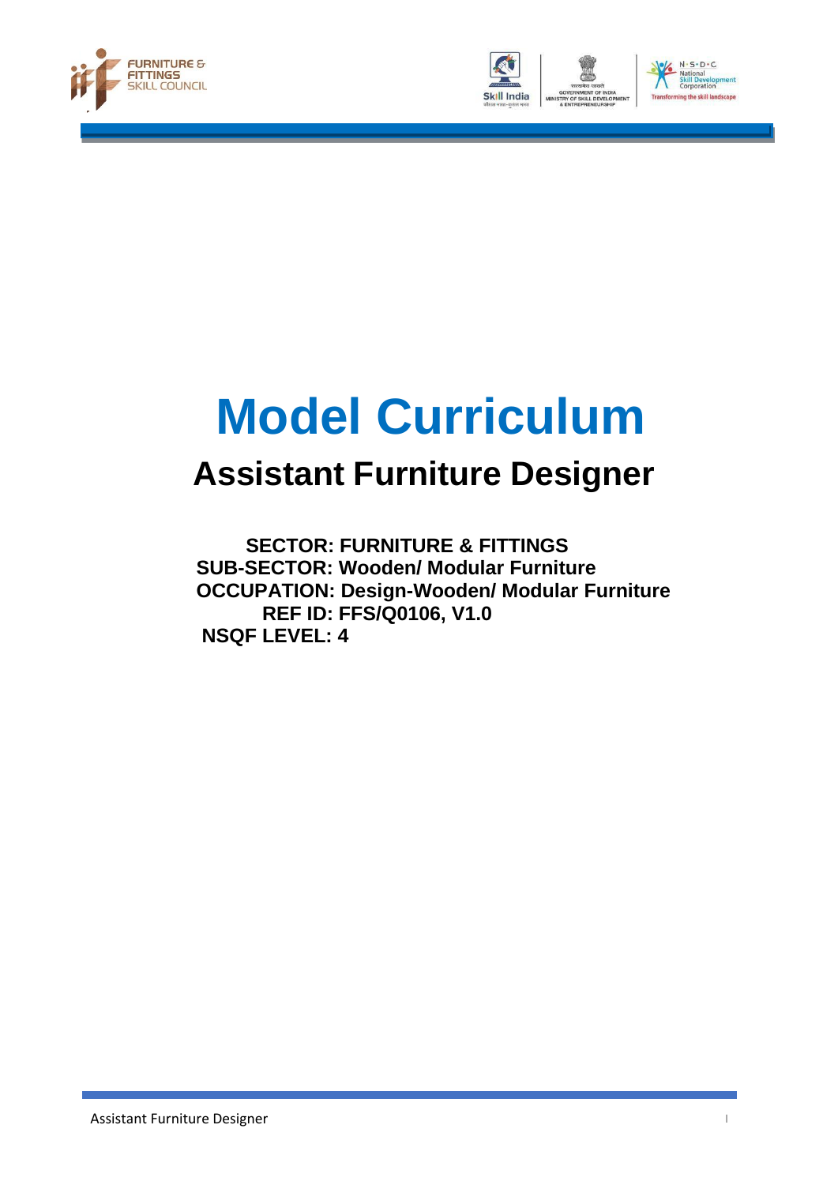# Model Curriculum

## Assistant Furniture Designer

**SECTOR: FURNITURE & FITTINGS**
**SUB-SECTOR: Wooden/ Modular Furniture**
**OCCUPATION: Design-Wooden/ Modular Furniture**
**REF ID: FFS/Q0106, V1.0**
**NSQF LEVEL: 4**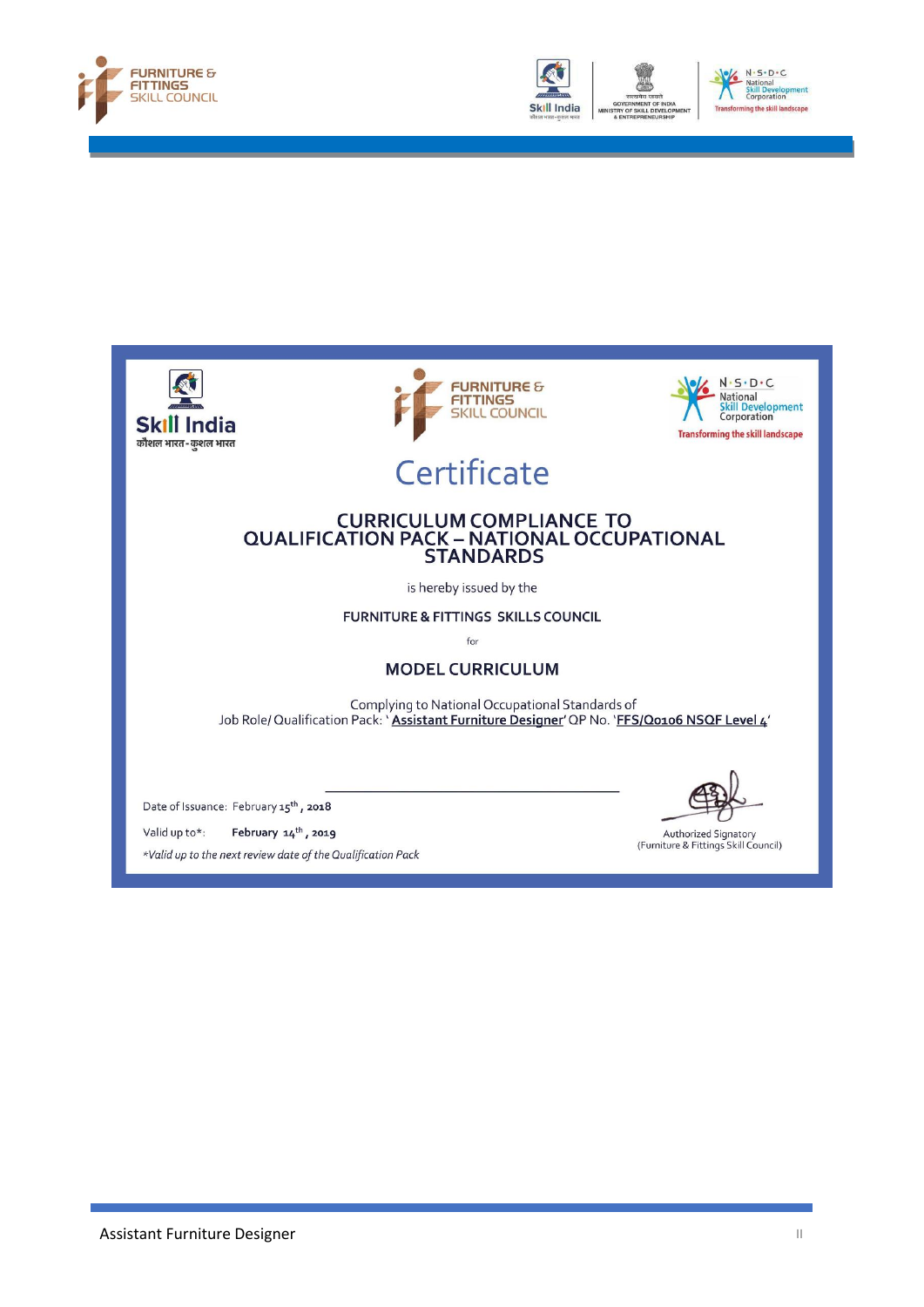# Certificate

## CURRICULUM COMPLIANCE TO QUALIFICATION PACK – NATIONAL OCCUPATIONAL STANDARDS

is hereby issued by the

FURNITURE & FITTINGS SKILLS COUNCIL

for

## MODEL CURRICULUM

Complying to National Occupational Standards of
Job Role/ Qualification Pack: '**Assistant Furniture Designer**' QP No. '**FFS/Q0106 NSQF Level 4**'

Date of Issuance: February 15th, 2018

Valid up to*: **February 14th, 2019**

*Valid up to the next review date of the Qualification Pack*

Authorized Signatory
(Furniture & Fittings Skill Council)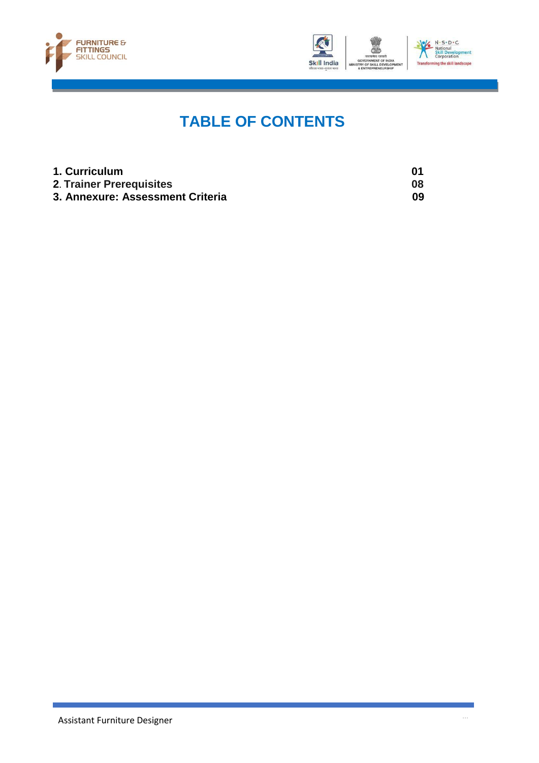# TABLE OF CONTENTS

| | |
|---|---|
| **1. Curriculum** | **01** |
| **2. Trainer Prerequisites** | **08** |
| **3. Annexure: Assessment Criteria** | **09** |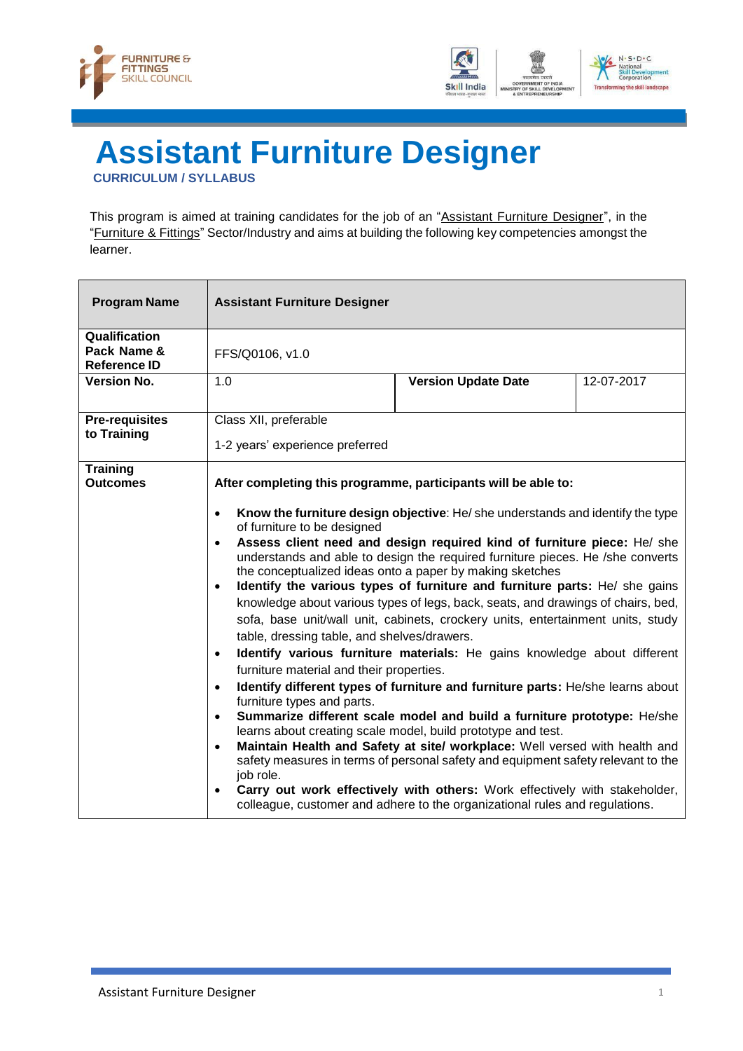# Assistant Furniture Designer

**CURRICULUM / SYLLABUS**

This program is aimed at training candidates for the job of an "Assistant Furniture Designer", in the "Furniture & Fittings" Sector/Industry and aims at building the following key competencies amongst the learner.

| **Program Name** | **Assistant Furniture Designer** | | |
|---|---|---|---|
| **Qualification Pack Name & Reference ID** | FFS/Q0106, v1.0 | | |
| **Version No.** | 1.0 | **Version Update Date** | 12-07-2017 |
| **Pre-requisites to Training** | Class XII, preferable<br><br>1-2 years' experience preferred | | |
| **Training Outcomes** | **After completing this programme, participants will be able to:**<br><br>• **Know the furniture design objective**: He/ she understands and identify the type of furniture to be designed<br>• **Assess client need and design required kind of furniture piece:** He/ she understands and able to design the required furniture pieces. He /she converts the conceptualized ideas onto a paper by making sketches<br>• **Identify the various types of furniture and furniture parts:** He/ she gains knowledge about various types of legs, back, seats, and drawings of chairs, bed, sofa, base unit/wall unit, cabinets, crockery units, entertainment units, study table, dressing table, and shelves/drawers.<br>• **Identify various furniture materials:** He gains knowledge about different furniture material and their properties.<br>• **Identify different types of furniture and furniture parts:** He/she learns about furniture types and parts.<br>• **Summarize different scale model and build a furniture prototype:** He/she learns about creating scale model, build prototype and test.<br>• **Maintain Health and Safety at site/ workplace:** Well versed with health and safety measures in terms of personal safety and equipment safety relevant to the job role.<br>• **Carry out work effectively with others:** Work effectively with stakeholder, colleague, customer and adhere to the organizational rules and regulations. | | |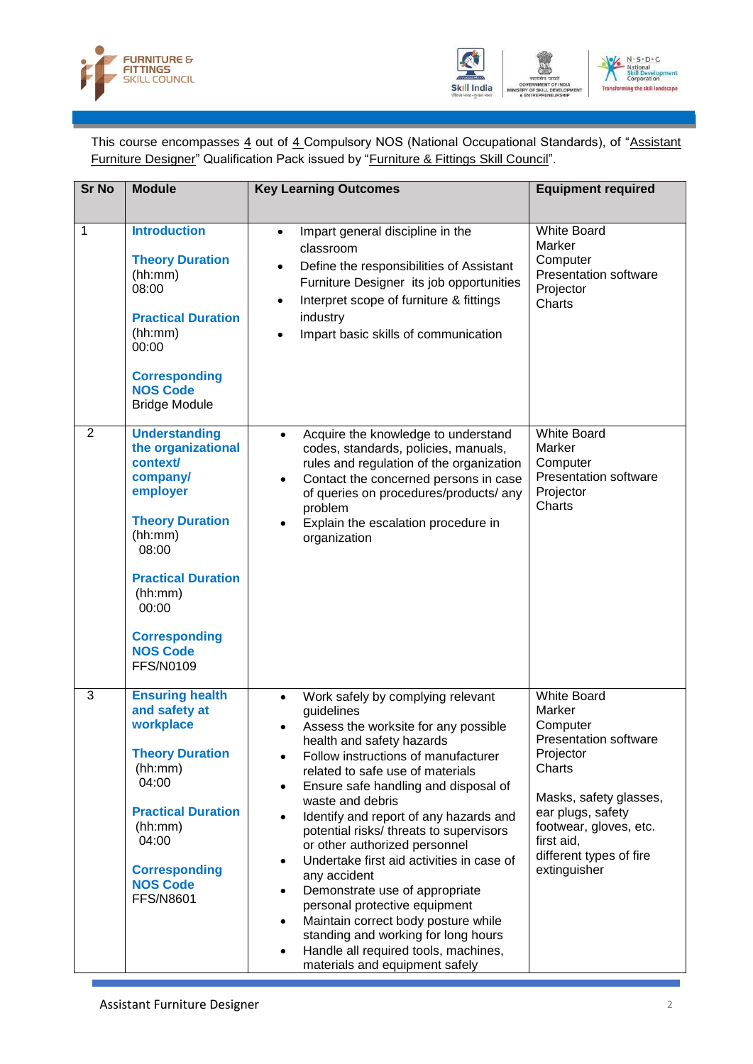This course encompasses 4 out of 4 Compulsory NOS (National Occupational Standards), of "Assistant Furniture Designer" Qualification Pack issued by "Furniture & Fittings Skill Council".

| Sr No | Module | Key Learning Outcomes | Equipment required |
|---|---|---|---|
| 1 | **Introduction**<br><br>**Theory Duration** (hh:mm)<br>08:00<br><br>**Practical Duration** (hh:mm)<br>00:00<br><br>**Corresponding NOS Code**<br>Bridge Module | • Impart general discipline in the classroom<br>• Define the responsibilities of Assistant Furniture Designer its job opportunities<br>• Interpret scope of furniture & fittings industry<br>• Impart basic skills of communication | White Board<br>Marker<br>Computer<br>Presentation software<br>Projector<br>Charts |
| 2 | **Understanding the organizational context/ company/ employer**<br><br>**Theory Duration** (hh:mm)<br>08:00<br><br>**Practical Duration** (hh:mm)<br>00:00<br><br>**Corresponding NOS Code**<br>FFS/N0109 | • Acquire the knowledge to understand codes, standards, policies, manuals, rules and regulation of the organization<br>• Contact the concerned persons in case of queries on procedures/products/ any problem<br>• Explain the escalation procedure in organization | White Board<br>Marker<br>Computer<br>Presentation software<br>Projector<br>Charts |
| 3 | **Ensuring health and safety at workplace**<br><br>**Theory Duration** (hh:mm)<br>04:00<br><br>**Practical Duration** (hh:mm)<br>04:00<br><br>**Corresponding NOS Code**<br>FFS/N8601 | • Work safely by complying relevant guidelines<br>• Assess the worksite for any possible health and safety hazards<br>• Follow instructions of manufacturer related to safe use of materials<br>• Ensure safe handling and disposal of waste and debris<br>• Identify and report of any hazards and potential risks/ threats to supervisors or other authorized personnel<br>• Undertake first aid activities in case of any accident<br>• Demonstrate use of appropriate personal protective equipment<br>• Maintain correct body posture while standing and working for long hours<br>• Handle all required tools, machines, materials and equipment safely | White Board<br>Marker<br>Computer<br>Presentation software<br>Projector<br>Charts<br><br>Masks, safety glasses, ear plugs, safety footwear, gloves, etc. first aid, different types of fire extinguisher |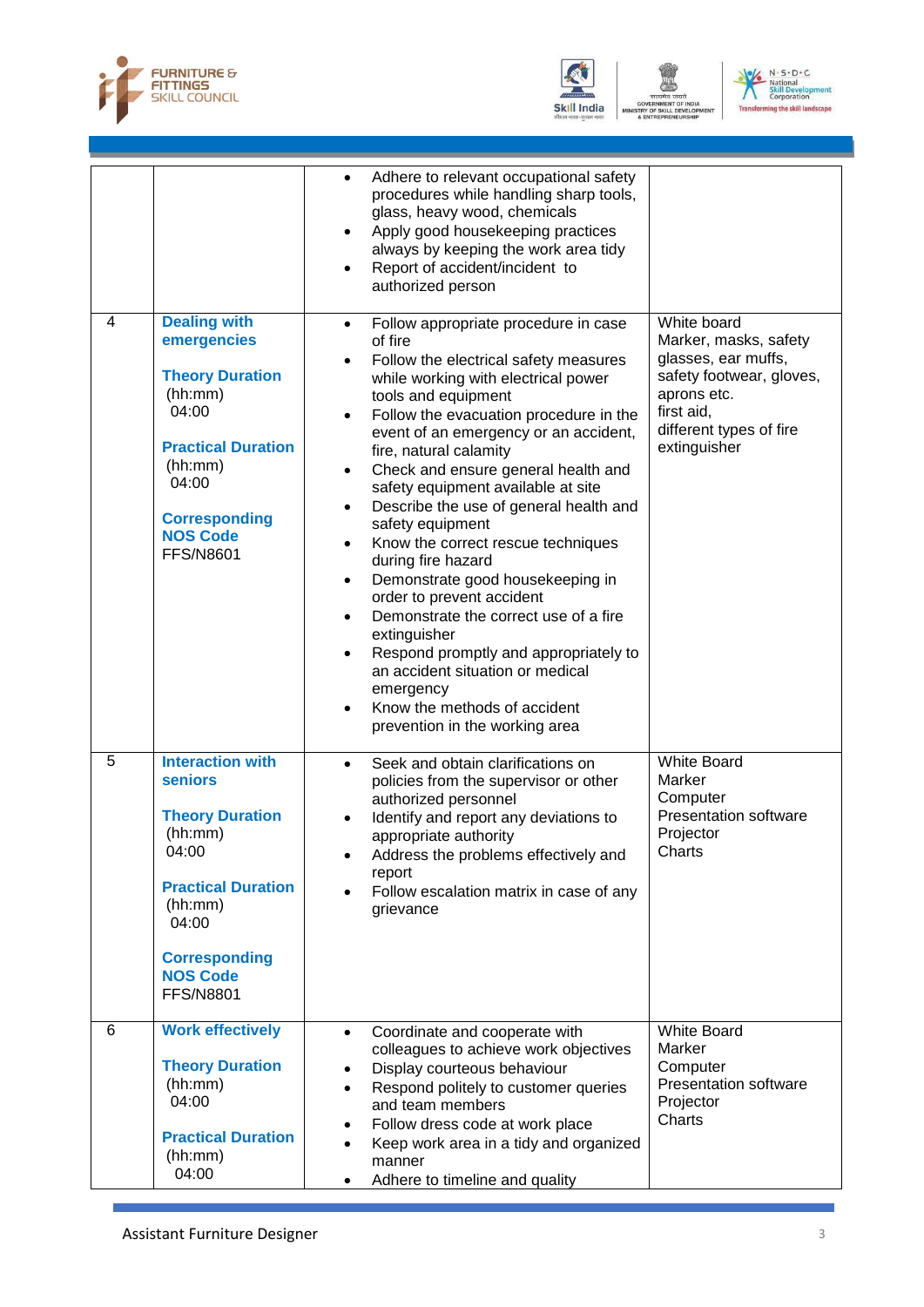| | | | |
|---|---|---|---|
| | | • Adhere to relevant occupational safety procedures while handling sharp tools, glass, heavy wood, chemicals<br>• Apply good housekeeping practices always by keeping the work area tidy<br>• Report of accident/incident to authorized person | |
| 4 | **Dealing with emergencies**<br><br>**Theory Duration** (hh:mm) 04:00<br><br>**Practical Duration** (hh:mm) 04:00<br><br>**Corresponding NOS Code** FFS/N8601 | • Follow appropriate procedure in case of fire<br>• Follow the electrical safety measures while working with electrical power tools and equipment<br>• Follow the evacuation procedure in the event of an emergency or an accident, fire, natural calamity<br>• Check and ensure general health and safety equipment available at site<br>• Describe the use of general health and safety equipment<br>• Know the correct rescue techniques during fire hazard<br>• Demonstrate good housekeeping in order to prevent accident<br>• Demonstrate the correct use of a fire extinguisher<br>• Respond promptly and appropriately to an accident situation or medical emergency<br>• Know the methods of accident prevention in the working area | White board Marker, masks, safety glasses, ear muffs, safety footwear, gloves, aprons etc. first aid, different types of fire extinguisher |
| 5 | **Interaction with seniors**<br><br>**Theory Duration** (hh:mm) 04:00<br><br>**Practical Duration** (hh:mm) 04:00<br><br>**Corresponding NOS Code** FFS/N8801 | • Seek and obtain clarifications on policies from the supervisor or other authorized personnel<br>• Identify and report any deviations to appropriate authority<br>• Address the problems effectively and report<br>• Follow escalation matrix in case of any grievance | White Board<br>Marker<br>Computer<br>Presentation software<br>Projector<br>Charts |
| 6 | **Work effectively**<br><br>**Theory Duration** (hh:mm) 04:00<br><br>**Practical Duration** (hh:mm) 04:00 | • Coordinate and cooperate with colleagues to achieve work objectives<br>• Display courteous behaviour<br>• Respond politely to customer queries and team members<br>• Follow dress code at work place<br>• Keep work area in a tidy and organized manner<br>• Adhere to timeline and quality | White Board<br>Marker<br>Computer<br>Presentation software<br>Projector<br>Charts |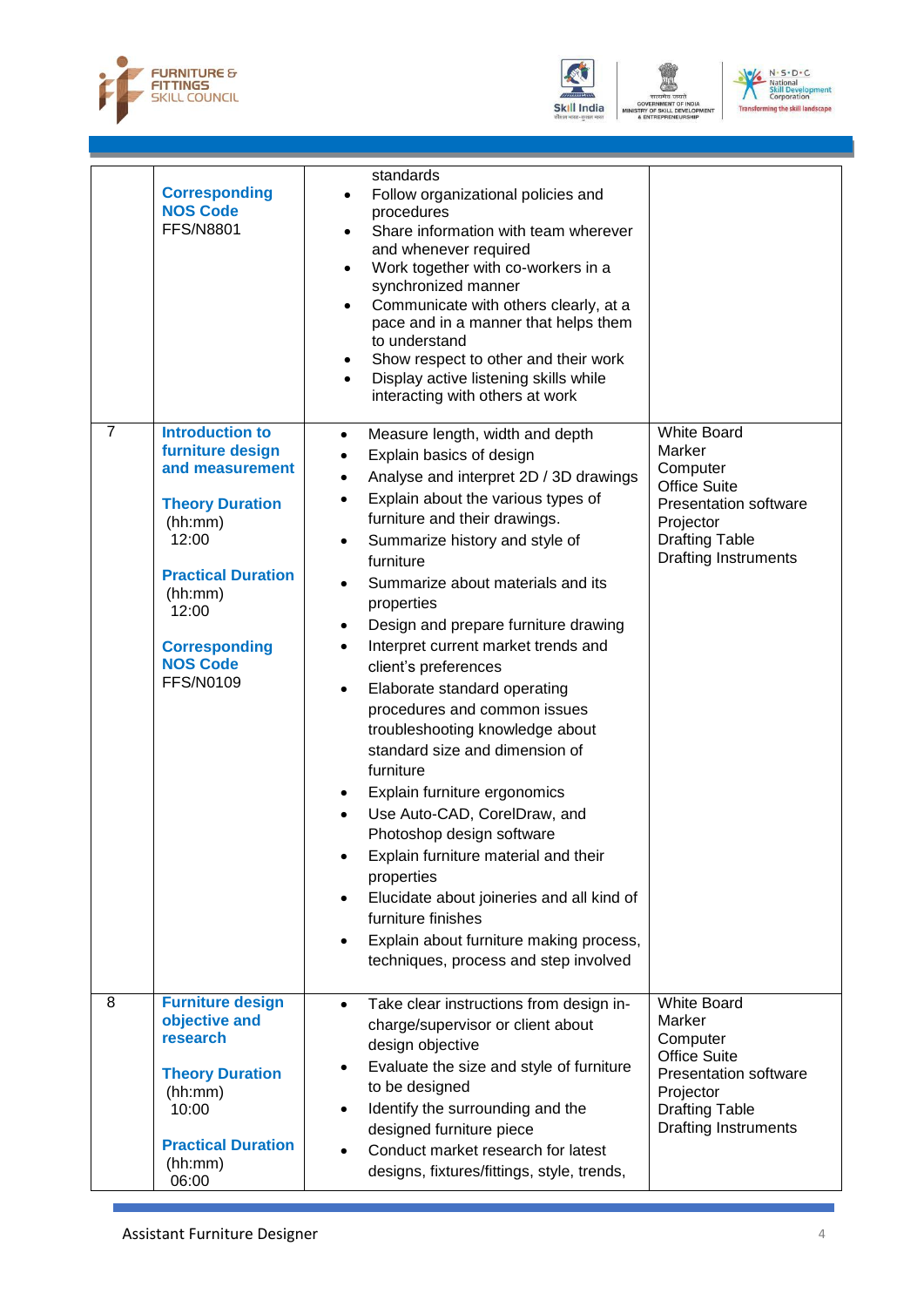| | | | |
|---|---|---|---|
| | **Corresponding NOS Code** FFS/N8801 | standards<br>• Follow organizational policies and procedures<br>• Share information with team wherever and whenever required<br>• Work together with co-workers in a synchronized manner<br>• Communicate with others clearly, at a pace and in a manner that helps them to understand<br>• Show respect to other and their work<br>• Display active listening skills while interacting with others at work | |
| 7 | **Introduction to furniture design and measurement**<br><br>**Theory Duration** (hh:mm) 12:00<br><br>**Practical Duration** (hh:mm) 12:00<br><br>**Corresponding NOS Code** FFS/N0109 | • Measure length, width and depth<br>• Explain basics of design<br>• Analyse and interpret 2D / 3D drawings<br>• Explain about the various types of furniture and their drawings.<br>• Summarize history and style of furniture<br>• Summarize about materials and its properties<br>• Design and prepare furniture drawing<br>• Interpret current market trends and client's preferences<br>• Elaborate standard operating procedures and common issues troubleshooting knowledge about standard size and dimension of furniture<br>• Explain furniture ergonomics<br>• Use Auto-CAD, CorelDraw, and Photoshop design software<br>• Explain furniture material and their properties<br>• Elucidate about joineries and all kind of furniture finishes<br>• Explain about furniture making process, techniques, process and step involved | White Board<br>Marker<br>Computer<br>Office Suite<br>Presentation software<br>Projector<br>Drafting Table<br>Drafting Instruments |
| 8 | **Furniture design objective and research**<br><br>**Theory Duration** (hh:mm) 10:00<br><br>**Practical Duration** (hh:mm) 06:00 | • Take clear instructions from design in-charge/supervisor or client about design objective<br>• Evaluate the size and style of furniture to be designed<br>• Identify the surrounding and the designed furniture piece<br>• Conduct market research for latest designs, fixtures/fittings, style, trends, | White Board<br>Marker<br>Computer<br>Office Suite<br>Presentation software<br>Projector<br>Drafting Table<br>Drafting Instruments |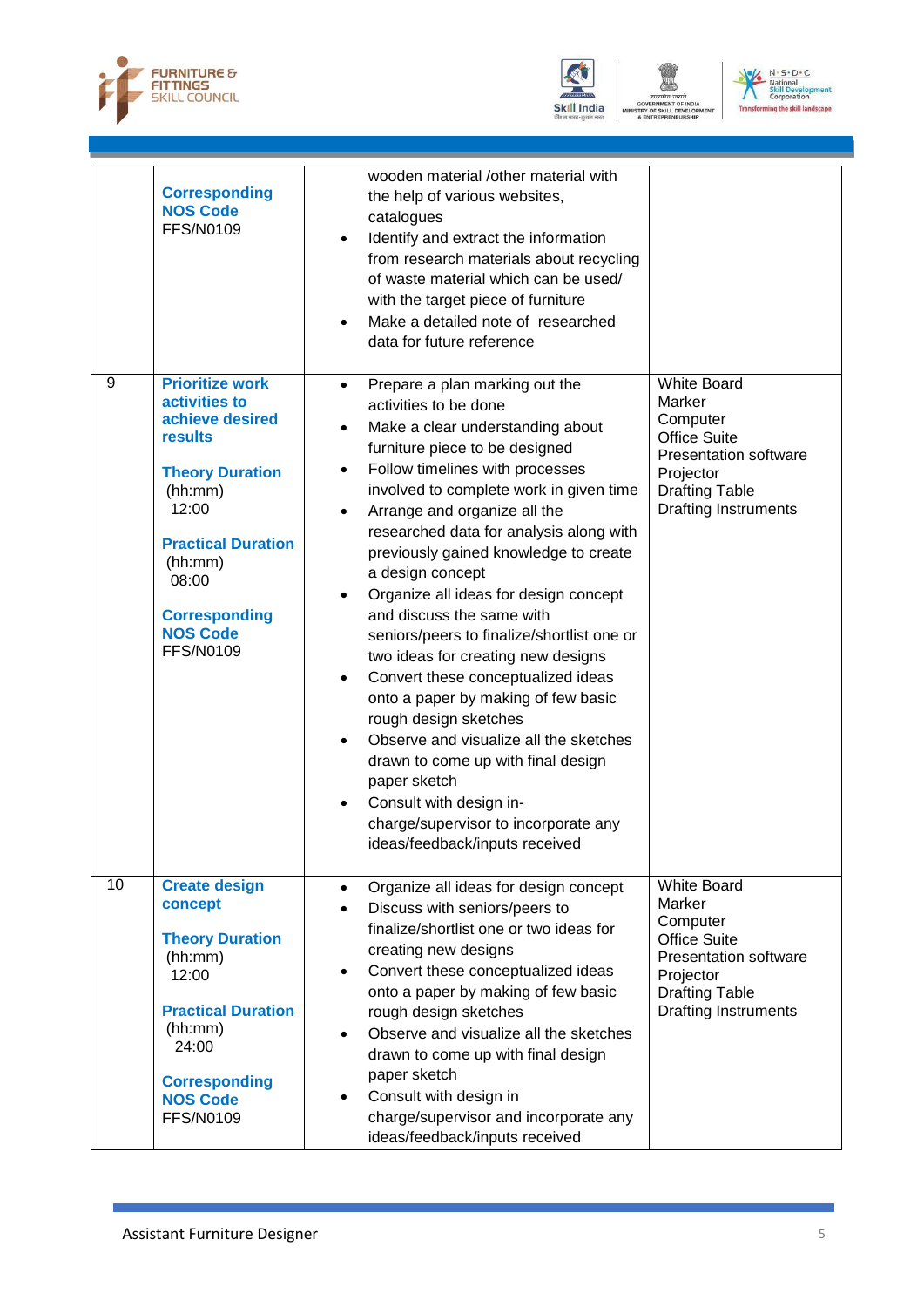| | | | |
|---|---|---|---|
| | **Corresponding NOS Code** FFS/N0109 | wooden material /other material with the help of various websites, catalogues<br>• Identify and extract the information from research materials about recycling of waste material which can be used/ with the target piece of furniture<br>• Make a detailed note of researched data for future reference | |
| 9 | **Prioritize work activities to achieve desired results**<br><br>**Theory Duration** (hh:mm) 12:00<br><br>**Practical Duration** (hh:mm) 08:00<br><br>**Corresponding NOS Code** FFS/N0109 | • Prepare a plan marking out the activities to be done<br>• Make a clear understanding about furniture piece to be designed<br>• Follow timelines with processes involved to complete work in given time<br>• Arrange and organize all the researched data for analysis along with previously gained knowledge to create a design concept<br>• Organize all ideas for design concept and discuss the same with seniors/peers to finalize/shortlist one or two ideas for creating new designs<br>• Convert these conceptualized ideas onto a paper by making of few basic rough design sketches<br>• Observe and visualize all the sketches drawn to come up with final design paper sketch<br>• Consult with design in-charge/supervisor to incorporate any ideas/feedback/inputs received | White Board<br>Marker<br>Computer<br>Office Suite<br>Presentation software<br>Projector<br>Drafting Table<br>Drafting Instruments |
| 10 | **Create design concept**<br><br>**Theory Duration** (hh:mm) 12:00<br><br>**Practical Duration** (hh:mm) 24:00<br><br>**Corresponding NOS Code** FFS/N0109 | • Organize all ideas for design concept<br>• Discuss with seniors/peers to finalize/shortlist one or two ideas for creating new designs<br>• Convert these conceptualized ideas onto a paper by making of few basic rough design sketches<br>• Observe and visualize all the sketches drawn to come up with final design paper sketch<br>• Consult with design in charge/supervisor and incorporate any ideas/feedback/inputs received | White Board<br>Marker<br>Computer<br>Office Suite<br>Presentation software<br>Projector<br>Drafting Table<br>Drafting Instruments |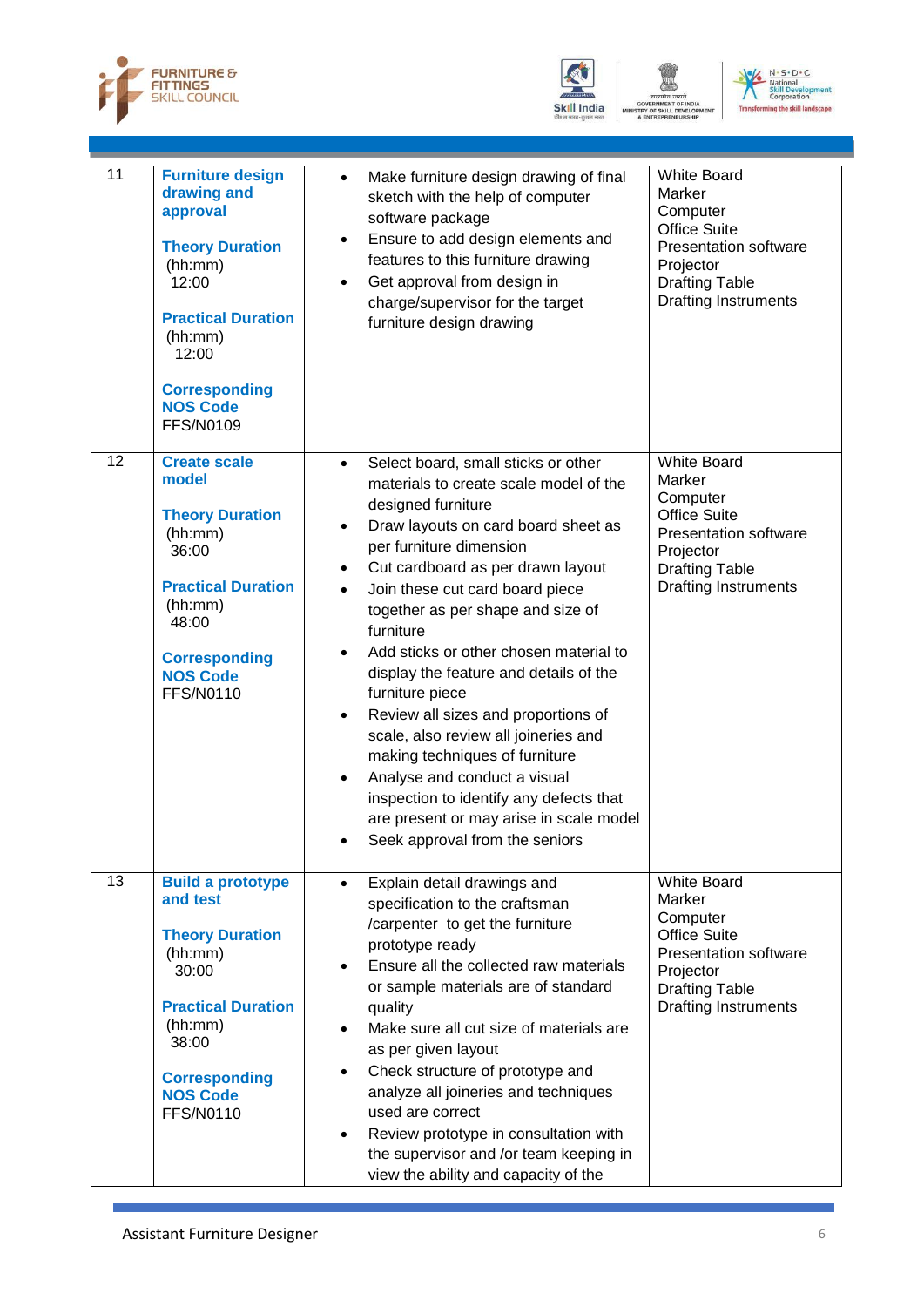| 11 | **Furniture design drawing and approval**<br><br>**Theory Duration** (hh:mm) 12:00<br><br>**Practical Duration** (hh:mm) 12:00<br><br>**Corresponding NOS Code** FFS/N0109 | • Make furniture design drawing of final sketch with the help of computer software package<br>• Ensure to add design elements and features to this furniture drawing<br>• Get approval from design in charge/supervisor for the target furniture design drawing | White Board<br>Marker<br>Computer<br>Office Suite<br>Presentation software<br>Projector<br>Drafting Table<br>Drafting Instruments |
|---|---|---|---|
| 12 | **Create scale model**<br><br>**Theory Duration** (hh:mm) 36:00<br><br>**Practical Duration** (hh:mm) 48:00<br><br>**Corresponding NOS Code** FFS/N0110 | • Select board, small sticks or other materials to create scale model of the designed furniture<br>• Draw layouts on card board sheet as per furniture dimension<br>• Cut cardboard as per drawn layout<br>• Join these cut card board piece together as per shape and size of furniture<br>• Add sticks or other chosen material to display the feature and details of the furniture piece<br>• Review all sizes and proportions of scale, also review all joineries and making techniques of furniture<br>• Analyse and conduct a visual inspection to identify any defects that are present or may arise in scale model<br>• Seek approval from the seniors | White Board<br>Marker<br>Computer<br>Office Suite<br>Presentation software<br>Projector<br>Drafting Table<br>Drafting Instruments |
| 13 | **Build a prototype and test**<br><br>**Theory Duration** (hh:mm) 30:00<br><br>**Practical Duration** (hh:mm) 38:00<br><br>**Corresponding NOS Code** FFS/N0110 | • Explain detail drawings and specification to the craftsman /carpenter to get the furniture prototype ready<br>• Ensure all the collected raw materials or sample materials are of standard quality<br>• Make sure all cut size of materials are as per given layout<br>• Check structure of prototype and analyze all joineries and techniques used are correct<br>• Review prototype in consultation with the supervisor and /or team keeping in view the ability and capacity of the | White Board<br>Marker<br>Computer<br>Office Suite<br>Presentation software<br>Projector<br>Drafting Table<br>Drafting Instruments |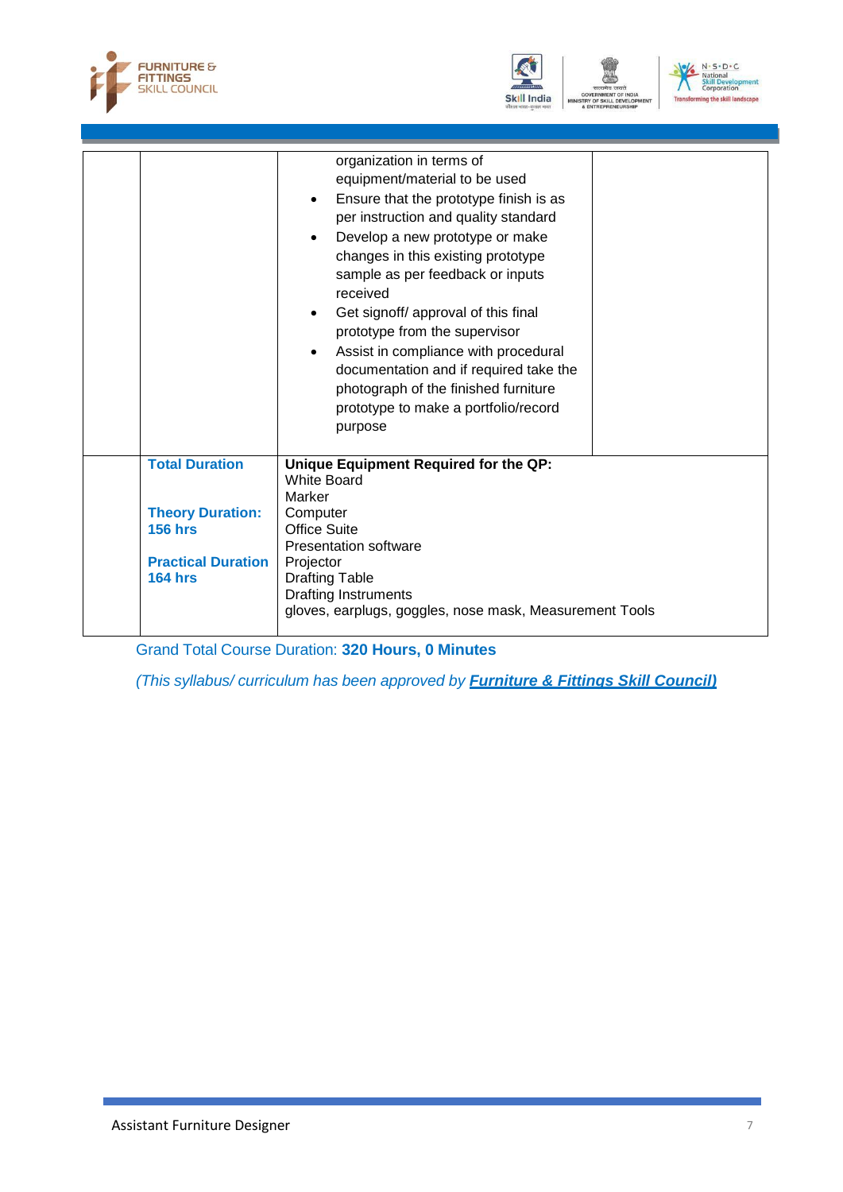| | | | |
|---|---|---|---|
| | | organization in terms of equipment/material to be used<br>• Ensure that the prototype finish is as per instruction and quality standard<br>• Develop a new prototype or make changes in this existing prototype sample as per feedback or inputs received<br>• Get signoff/ approval of this final prototype from the supervisor<br>• Assist in compliance with procedural documentation and if required take the photograph of the finished furniture prototype to make a portfolio/record purpose | |
| | **Total Duration**<br><br>**Theory Duration: 156 hrs**<br><br>**Practical Duration 164 hrs** | **Unique Equipment Required for the QP:**<br>White Board<br>Marker<br>Computer<br>Office Suite<br>Presentation software<br>Projector<br>Drafting Table<br>Drafting Instruments<br>gloves, earplugs, goggles, nose mask, Measurement Tools | |

Grand Total Course Duration: **320 Hours, 0 Minutes**

*(This syllabus/ curriculum has been approved by **Furniture & Fittings Skill Council)***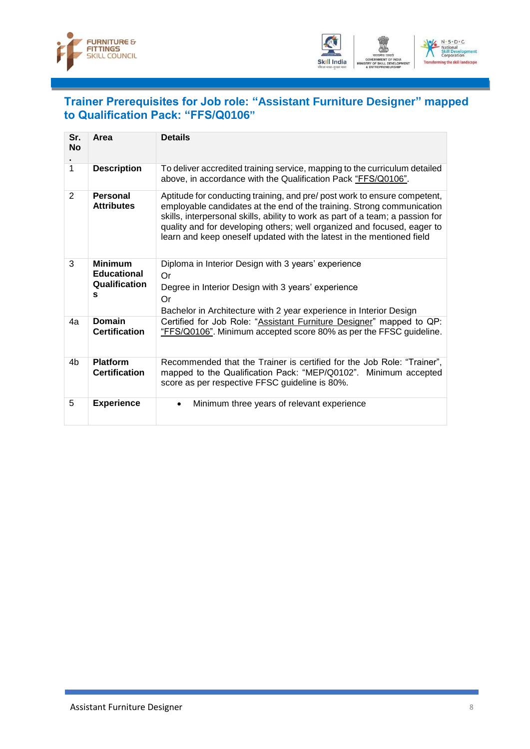## Trainer Prerequisites for Job role: "Assistant Furniture Designer" mapped to Qualification Pack: "FFS/Q0106"

| Sr. No. | Area | Details |
|---|---|---|
| 1 | **Description** | To deliver accredited training service, mapping to the curriculum detailed above, in accordance with the Qualification Pack "FFS/Q0106". |
| 2 | **Personal Attributes** | Aptitude for conducting training, and pre/ post work to ensure competent, employable candidates at the end of the training. Strong communication skills, interpersonal skills, ability to work as part of a team; a passion for quality and for developing others; well organized and focused, eager to learn and keep oneself updated with the latest in the mentioned field |
| 3 | **Minimum Educational Qualifications** | Diploma in Interior Design with 3 years' experience<br>Or<br>Degree in Interior Design with 3 years' experience<br>Or<br>Bachelor in Architecture with 2 year experience in Interior Design |
| 4a | **Domain Certification** | Certified for Job Role: "Assistant Furniture Designer" mapped to QP: "FFS/Q0106". Minimum accepted score 80% as per the FFSC guideline. |
| 4b | **Platform Certification** | Recommended that the Trainer is certified for the Job Role: "Trainer", mapped to the Qualification Pack: "MEP/Q0102". Minimum accepted score as per respective FFSC guideline is 80%. |
| 5 | **Experience** | • Minimum three years of relevant experience |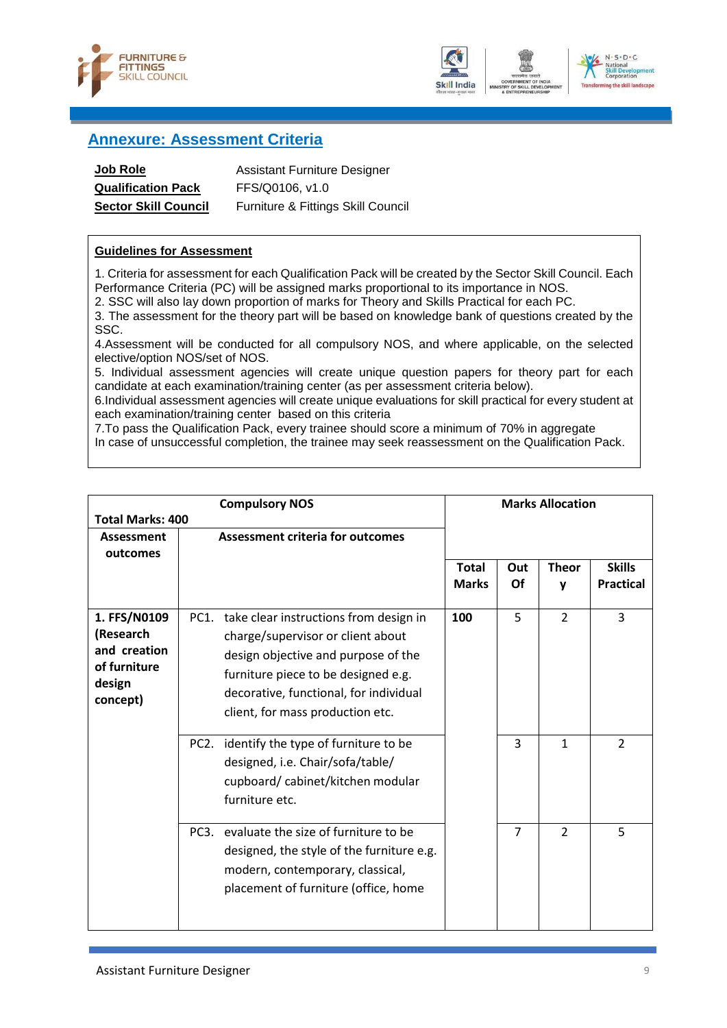## Annexure: Assessment Criteria

| | |
|---|---|
| **Job Role** | Assistant Furniture Designer |
| **Qualification Pack** | FFS/Q0106, v1.0 |
| **Sector Skill Council** | Furniture & Fittings Skill Council |

**Guidelines for Assessment**

1. Criteria for assessment for each Qualification Pack will be created by the Sector Skill Council. Each Performance Criteria (PC) will be assigned marks proportional to its importance in NOS.
2. SSC will also lay down proportion of marks for Theory and Skills Practical for each PC.
3. The assessment for the theory part will be based on knowledge bank of questions created by the SSC.
4.Assessment will be conducted for all compulsory NOS, and where applicable, on the selected elective/option NOS/set of NOS.
5. Individual assessment agencies will create unique question papers for theory part for each candidate at each examination/training center (as per assessment criteria below).
6.Individual assessment agencies will create unique evaluations for skill practical for every student at each examination/training center based on this criteria
7.To pass the Qualification Pack, every trainee should score a minimum of 70% in aggregate
In case of unsuccessful completion, the trainee may seek reassessment on the Qualification Pack.

| Total Marks: 400 | Compulsory NOS | Marks Allocation | | | |
|---|---|---|---|---|---|
| **Assessment outcomes** | **Assessment criteria for outcomes** | **Total Marks** | **Out Of** | **Theory** | **Skills Practical** |
| **1. FFS/N0109 (Research and creation of furniture design concept)** | PC1. take clear instructions from design in charge/supervisor or client about design objective and purpose of the furniture piece to be designed e.g. decorative, functional, for individual client, for mass production etc. | **100** | 5 | 2 | 3 |
| | PC2. identify the type of furniture to be designed, i.e. Chair/sofa/table/ cupboard/ cabinet/kitchen modular furniture etc. | | 3 | 1 | 2 |
| | PC3. evaluate the size of furniture to be designed, the style of the furniture e.g. modern, contemporary, classical, placement of furniture (office, home | | 7 | 2 | 5 |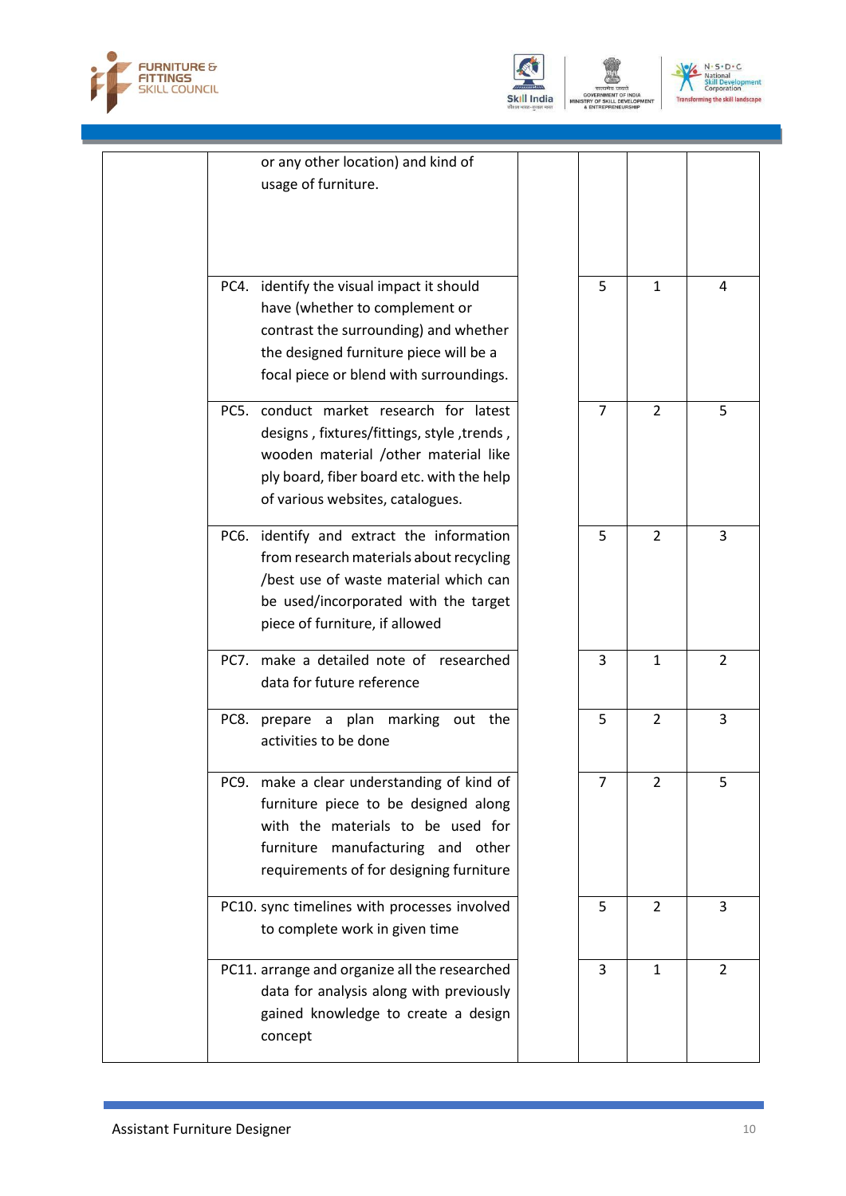| | | | | | |
|---|---|---|---|---|---|
| | or any other location) and kind of usage of furniture. | | | | |
| | PC4. identify the visual impact it should have (whether to complement or contrast the surrounding) and whether the designed furniture piece will be a focal piece or blend with surroundings. | | 5 | 1 | 4 |
| | PC5. conduct market research for latest designs , fixtures/fittings, style ,trends , wooden material /other material like ply board, fiber board etc. with the help of various websites, catalogues. | | 7 | 2 | 5 |
| | PC6. identify and extract the information from research materials about recycling /best use of waste material which can be used/incorporated with the target piece of furniture, if allowed | | 5 | 2 | 3 |
| | PC7. make a detailed note of researched data for future reference | | 3 | 1 | 2 |
| | PC8. prepare a plan marking out the activities to be done | | 5 | 2 | 3 |
| | PC9. make a clear understanding of kind of furniture piece to be designed along with the materials to be used for furniture manufacturing and other requirements of for designing furniture | | 7 | 2 | 5 |
| | PC10. sync timelines with processes involved to complete work in given time | | 5 | 2 | 3 |
| | PC11. arrange and organize all the researched data for analysis along with previously gained knowledge to create a design concept | | 3 | 1 | 2 |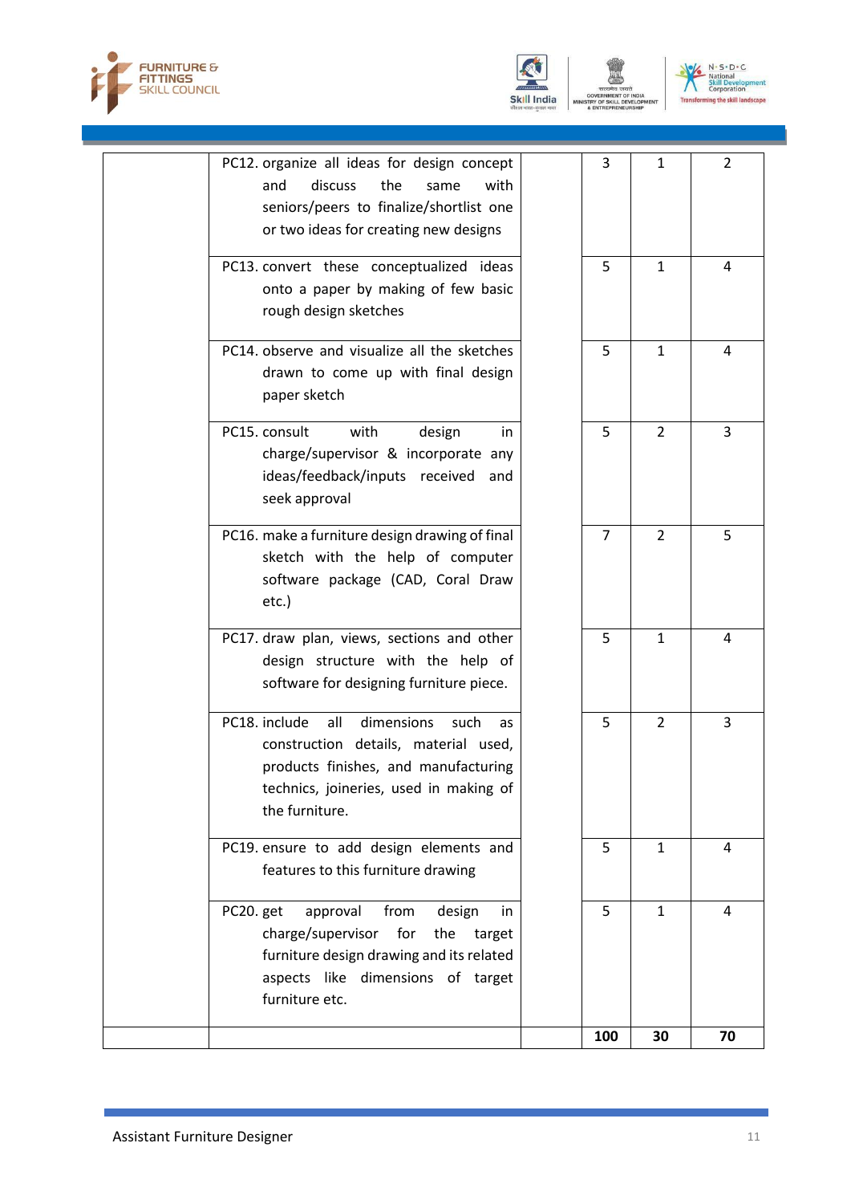| | | | | | |
|---|---|---|---|---|---|
| | PC12. organize all ideas for design concept and discuss the same with seniors/peers to finalize/shortlist one or two ideas for creating new designs | | 3 | 1 | 2 |
| | PC13. convert these conceptualized ideas onto a paper by making of few basic rough design sketches | | 5 | 1 | 4 |
| | PC14. observe and visualize all the sketches drawn to come up with final design paper sketch | | 5 | 1 | 4 |
| | PC15. consult with design in charge/supervisor & incorporate any ideas/feedback/inputs received and seek approval | | 5 | 2 | 3 |
| | PC16. make a furniture design drawing of final sketch with the help of computer software package (CAD, Coral Draw etc.) | | 7 | 2 | 5 |
| | PC17. draw plan, views, sections and other design structure with the help of software for designing furniture piece. | | 5 | 1 | 4 |
| | PC18. include all dimensions such as construction details, material used, products finishes, and manufacturing technics, joineries, used in making of the furniture. | | 5 | 2 | 3 |
| | PC19. ensure to add design elements and features to this furniture drawing | | 5 | 1 | 4 |
| | PC20. get approval from design in charge/supervisor for the target furniture design drawing and its related aspects like dimensions of target furniture etc. | | 5 | 1 | 4 |
| | | | **100** | **30** | **70** |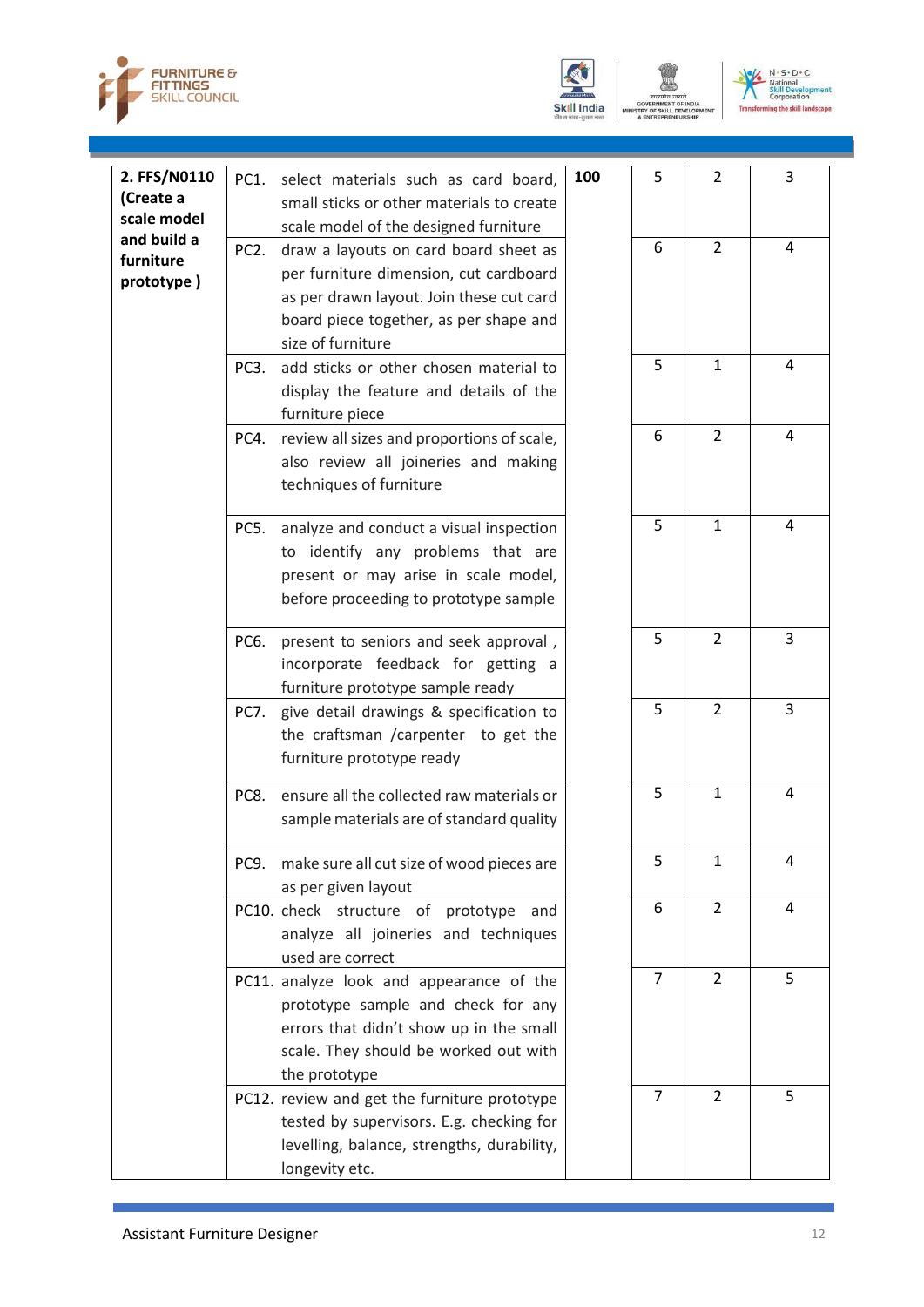| 2. FFS/N0110 (Create a scale model and build a furniture prototype ) | PC1. select materials such as card board, small sticks or other materials to create scale model of the designed furniture | 100 | 5 | 2 | 3 |
|---|---|---|---|---|---|
| | PC2. draw a layouts on card board sheet as per furniture dimension, cut cardboard as per drawn layout. Join these cut card board piece together, as per shape and size of furniture | | 6 | 2 | 4 |
| | PC3. add sticks or other chosen material to display the feature and details of the furniture piece | | 5 | 1 | 4 |
| | PC4. review all sizes and proportions of scale, also review all joineries and making techniques of furniture | | 6 | 2 | 4 |
| | PC5. analyze and conduct a visual inspection to identify any problems that are present or may arise in scale model, before proceeding to prototype sample | | 5 | 1 | 4 |
| | PC6. present to seniors and seek approval , incorporate feedback for getting a furniture prototype sample ready | | 5 | 2 | 3 |
| | PC7. give detail drawings & specification to the craftsman /carpenter to get the furniture prototype ready | | 5 | 2 | 3 |
| | PC8. ensure all the collected raw materials or sample materials are of standard quality | | 5 | 1 | 4 |
| | PC9. make sure all cut size of wood pieces are as per given layout | | 5 | 1 | 4 |
| | PC10. check structure of prototype and analyze all joineries and techniques used are correct | | 6 | 2 | 4 |
| | PC11. analyze look and appearance of the prototype sample and check for any errors that didn't show up in the small scale. They should be worked out with the prototype | | 7 | 2 | 5 |
| | PC12. review and get the furniture prototype tested by supervisors. E.g. checking for levelling, balance, strengths, durability, longevity etc. | | 7 | 2 | 5 |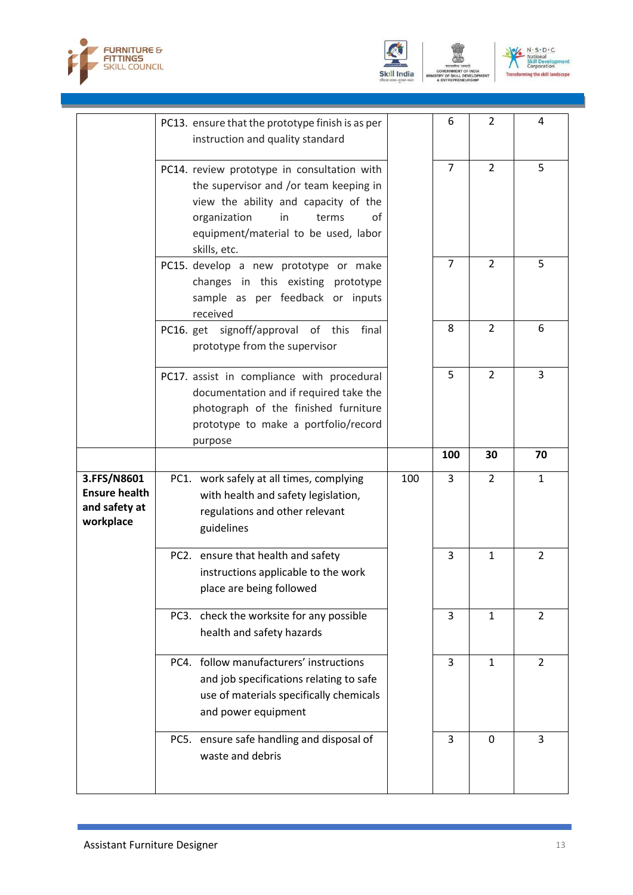| | | | | | |
|---|---|---|---|---|---|
| | PC13. ensure that the prototype finish is as per instruction and quality standard | | 6 | 2 | 4 |
| | PC14. review prototype in consultation with the supervisor and /or team keeping in view the ability and capacity of the organization in terms of equipment/material to be used, labor skills, etc. | | 7 | 2 | 5 |
| | PC15. develop a new prototype or make changes in this existing prototype sample as per feedback or inputs received | | 7 | 2 | 5 |
| | PC16. get signoff/approval of this final prototype from the supervisor | | 8 | 2 | 6 |
| | PC17. assist in compliance with procedural documentation and if required take the photograph of the finished furniture prototype to make a portfolio/record purpose | | 5 | 2 | 3 |
| | | | **100** | **30** | **70** |
| **3.FFS/N8601 Ensure health and safety at workplace** | PC1. work safely at all times, complying with health and safety legislation, regulations and other relevant guidelines | 100 | 3 | 2 | 1 |
| | PC2. ensure that health and safety instructions applicable to the work place are being followed | | 3 | 1 | 2 |
| | PC3. check the worksite for any possible health and safety hazards | | 3 | 1 | 2 |
| | PC4. follow manufacturers' instructions and job specifications relating to safe use of materials specifically chemicals and power equipment | | 3 | 1 | 2 |
| | PC5. ensure safe handling and disposal of waste and debris | | 3 | 0 | 3 |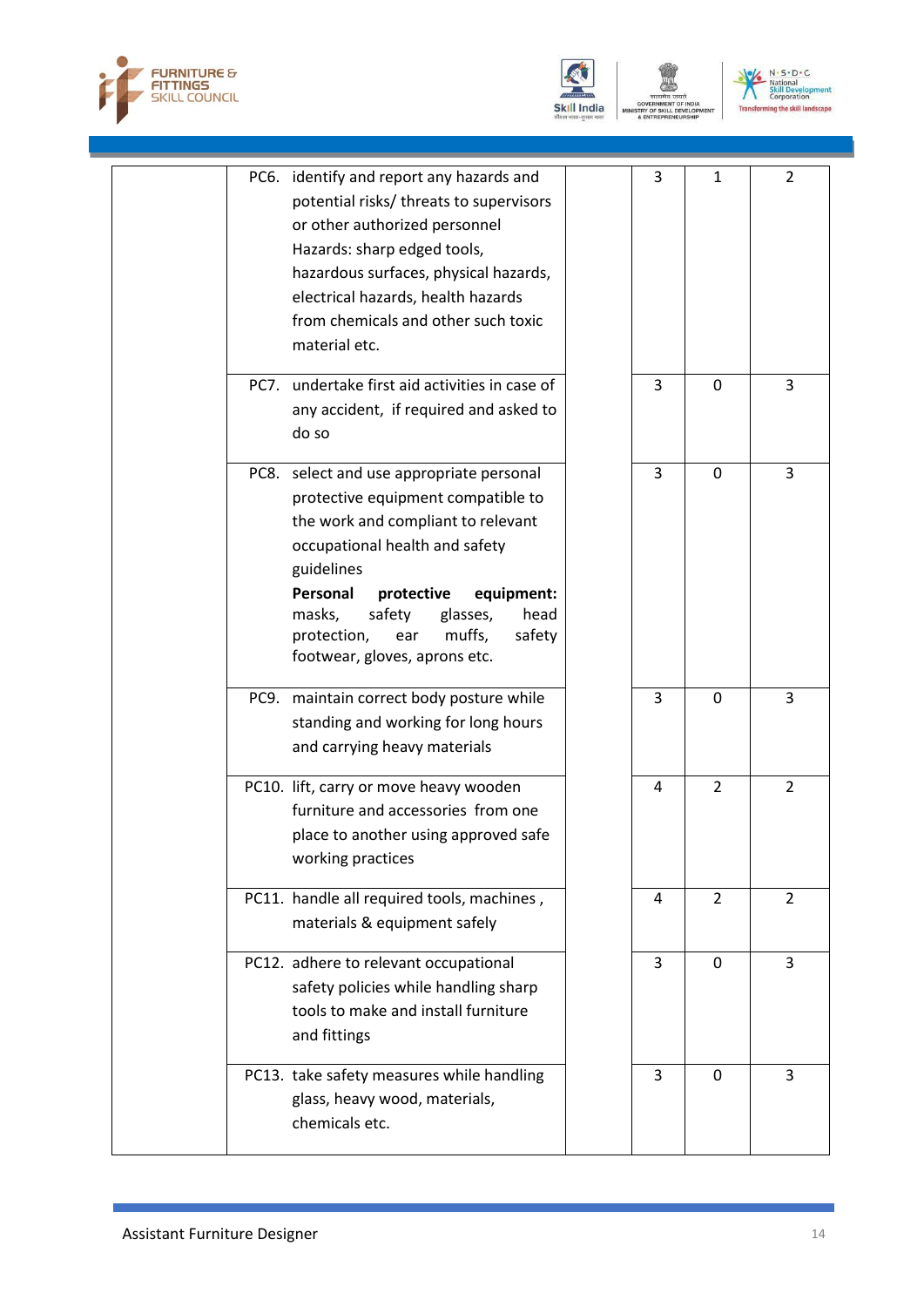| | | | | | |
|---|---|---|---|---|---|
| | PC6. identify and report any hazards and potential risks/ threats to supervisors or other authorized personnel<br>Hazards: sharp edged tools, hazardous surfaces, physical hazards, electrical hazards, health hazards from chemicals and other such toxic material etc. | | 3 | 1 | 2 |
| | PC7. undertake first aid activities in case of any accident, if required and asked to do so | | 3 | 0 | 3 |
| | PC8. select and use appropriate personal protective equipment compatible to the work and compliant to relevant occupational health and safety guidelines<br>**Personal protective equipment:** masks, safety glasses, head protection, ear muffs, safety footwear, gloves, aprons etc. | | 3 | 0 | 3 |
| | PC9. maintain correct body posture while standing and working for long hours and carrying heavy materials | | 3 | 0 | 3 |
| | PC10. lift, carry or move heavy wooden furniture and accessories from one place to another using approved safe working practices | | 4 | 2 | 2 |
| | PC11. handle all required tools, machines , materials & equipment safely | | 4 | 2 | 2 |
| | PC12. adhere to relevant occupational safety policies while handling sharp tools to make and install furniture and fittings | | 3 | 0 | 3 |
| | PC13. take safety measures while handling glass, heavy wood, materials, chemicals etc. | | 3 | 0 | 3 |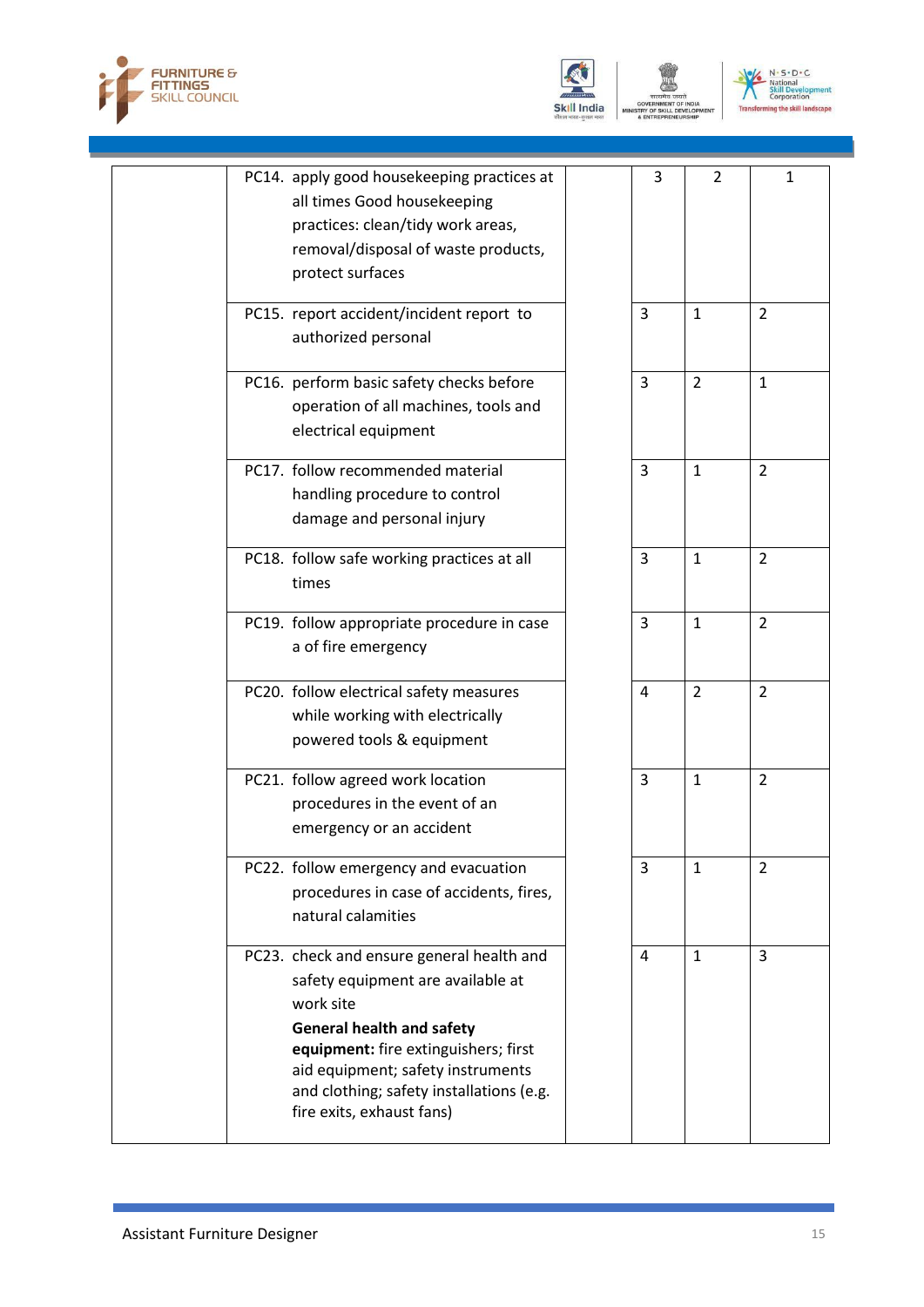| | | | | | |
|---|---|---|---|---|---|
| | PC14. apply good housekeeping practices at all times Good housekeeping practices: clean/tidy work areas, removal/disposal of waste products, protect surfaces | | 3 | 2 | 1 |
| | PC15. report accident/incident report to authorized personal | | 3 | 1 | 2 |
| | PC16. perform basic safety checks before operation of all machines, tools and electrical equipment | | 3 | 2 | 1 |
| | PC17. follow recommended material handling procedure to control damage and personal injury | | 3 | 1 | 2 |
| | PC18. follow safe working practices at all times | | 3 | 1 | 2 |
| | PC19. follow appropriate procedure in case a of fire emergency | | 3 | 1 | 2 |
| | PC20. follow electrical safety measures while working with electrically powered tools & equipment | | 4 | 2 | 2 |
| | PC21. follow agreed work location procedures in the event of an emergency or an accident | | 3 | 1 | 2 |
| | PC22. follow emergency and evacuation procedures in case of accidents, fires, natural calamities | | 3 | 1 | 2 |
| | PC23. check and ensure general health and safety equipment are available at work site **General health and safety equipment:** fire extinguishers; first aid equipment; safety instruments and clothing; safety installations (e.g. fire exits, exhaust fans) | | 4 | 1 | 3 |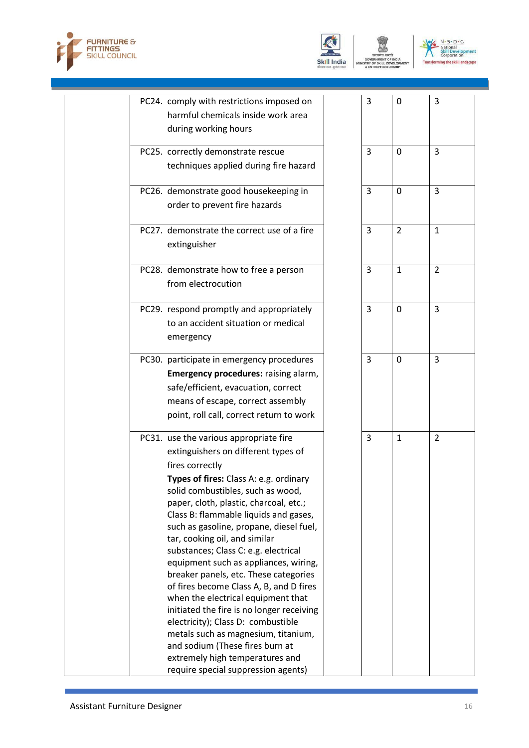| | | | | | |
|---|---|---|---|---|---|
| | PC24. comply with restrictions imposed on harmful chemicals inside work area during working hours | | 3 | 0 | 3 |
| | PC25. correctly demonstrate rescue techniques applied during fire hazard | | 3 | 0 | 3 |
| | PC26. demonstrate good housekeeping in order to prevent fire hazards | | 3 | 0 | 3 |
| | PC27. demonstrate the correct use of a fire extinguisher | | 3 | 2 | 1 |
| | PC28. demonstrate how to free a person from electrocution | | 3 | 1 | 2 |
| | PC29. respond promptly and appropriately to an accident situation or medical emergency | | 3 | 0 | 3 |
| | PC30. participate in emergency procedures **Emergency procedures:** raising alarm, safe/efficient, evacuation, correct means of escape, correct assembly point, roll call, correct return to work | | 3 | 0 | 3 |
| | PC31. use the various appropriate fire extinguishers on different types of fires correctly **Types of fires:** Class A: e.g. ordinary solid combustibles, such as wood, paper, cloth, plastic, charcoal, etc.; Class B: flammable liquids and gases, such as gasoline, propane, diesel fuel, tar, cooking oil, and similar substances; Class C: e.g. electrical equipment such as appliances, wiring, breaker panels, etc. These categories of fires become Class A, B, and D fires when the electrical equipment that initiated the fire is no longer receiving electricity); Class D: combustible metals such as magnesium, titanium, and sodium (These fires burn at extremely high temperatures and require special suppression agents) | | 3 | 1 | 2 |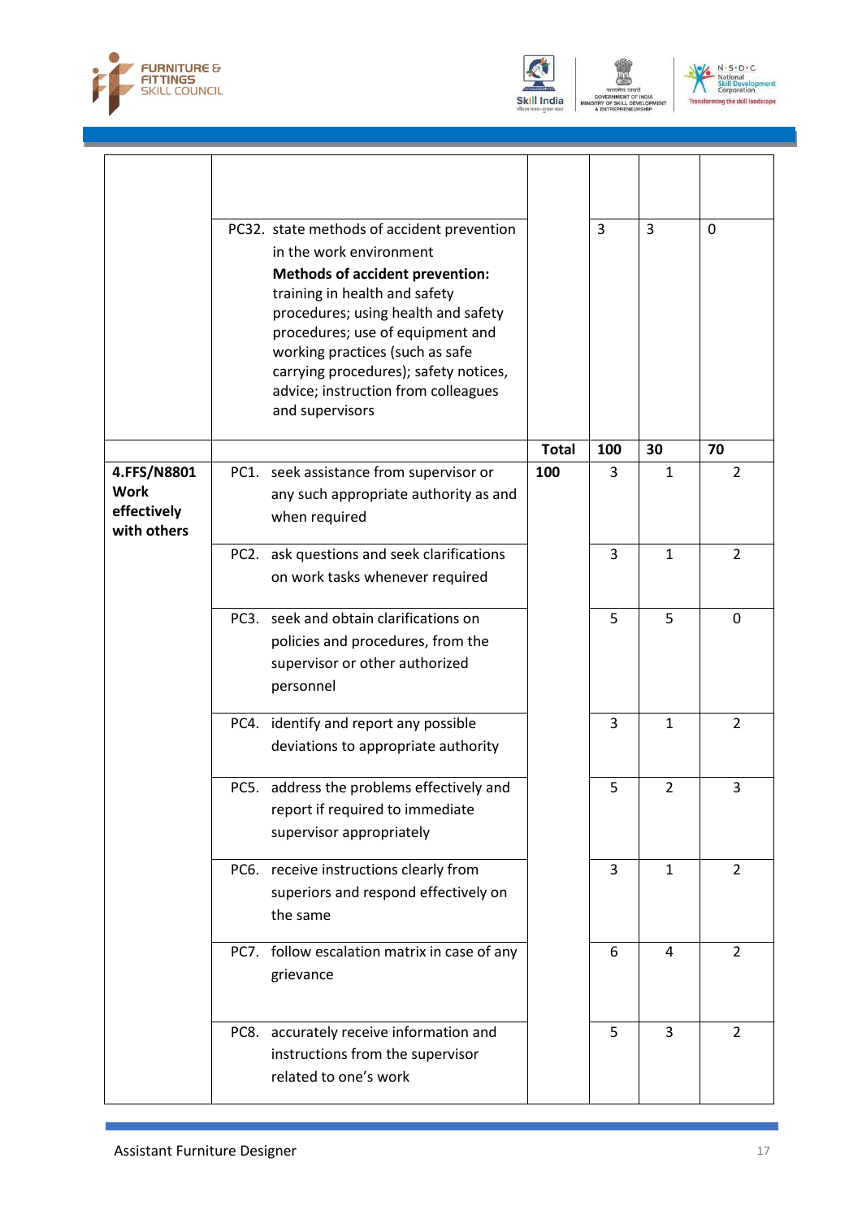| | | | | | |
|---|---|---|---|---|---|
| | | | | | |
| | PC32. state methods of accident prevention in the work environment<br>**Methods of accident prevention:** training in health and safety procedures; using health and safety procedures; use of equipment and working practices (such as safe carrying procedures); safety notices, advice; instruction from colleagues and supervisors | | 3 | 3 | 0 |
| | | **Total** | **100** | **30** | **70** |
| **4.FFS/N8801 Work effectively with others** | PC1. seek assistance from supervisor or any such appropriate authority as and when required | **100** | 3 | 1 | 2 |
| | PC2. ask questions and seek clarifications on work tasks whenever required | | 3 | 1 | 2 |
| | PC3. seek and obtain clarifications on policies and procedures, from the supervisor or other authorized personnel | | 5 | 5 | 0 |
| | PC4. identify and report any possible deviations to appropriate authority | | 3 | 1 | 2 |
| | PC5. address the problems effectively and report if required to immediate supervisor appropriately | | 5 | 2 | 3 |
| | PC6. receive instructions clearly from superiors and respond effectively on the same | | 3 | 1 | 2 |
| | PC7. follow escalation matrix in case of any grievance | | 6 | 4 | 2 |
| | PC8. accurately receive information and instructions from the supervisor related to one's work | | 5 | 3 | 2 |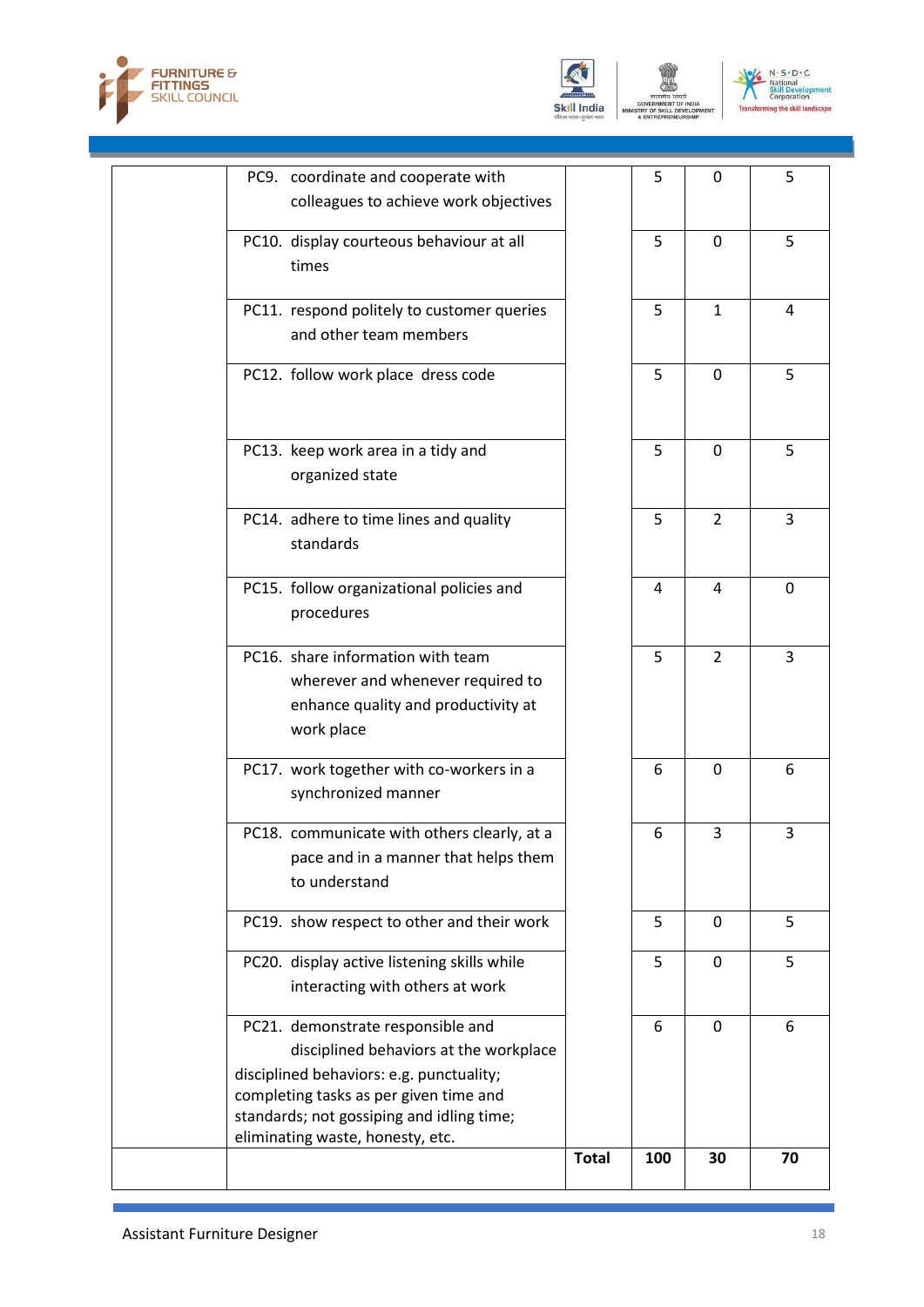|  |  |  |  |  |  |
|---|---|---|---|---|---|
|  | PC9. coordinate and cooperate with colleagues to achieve work objectives |  | 5 | 0 | 5 |
|  | PC10. display courteous behaviour at all times |  | 5 | 0 | 5 |
|  | PC11. respond politely to customer queries and other team members |  | 5 | 1 | 4 |
|  | PC12. follow work place dress code |  | 5 | 0 | 5 |
|  | PC13. keep work area in a tidy and organized state |  | 5 | 0 | 5 |
|  | PC14. adhere to time lines and quality standards |  | 5 | 2 | 3 |
|  | PC15. follow organizational policies and procedures |  | 4 | 4 | 0 |
|  | PC16. share information with team wherever and whenever required to enhance quality and productivity at work place |  | 5 | 2 | 3 |
|  | PC17. work together with co-workers in a synchronized manner |  | 6 | 0 | 6 |
|  | PC18. communicate with others clearly, at a pace and in a manner that helps them to understand |  | 6 | 3 | 3 |
|  | PC19. show respect to other and their work |  | 5 | 0 | 5 |
|  | PC20. display active listening skills while interacting with others at work |  | 5 | 0 | 5 |
|  | PC21. demonstrate responsible and disciplined behaviors at the workplace<br>disciplined behaviors: e.g. punctuality; completing tasks as per given time and standards; not gossiping and idling time; eliminating waste, honesty, etc. |  | 6 | 0 | 6 |
|  |  | **Total** | **100** | **30** | **70** |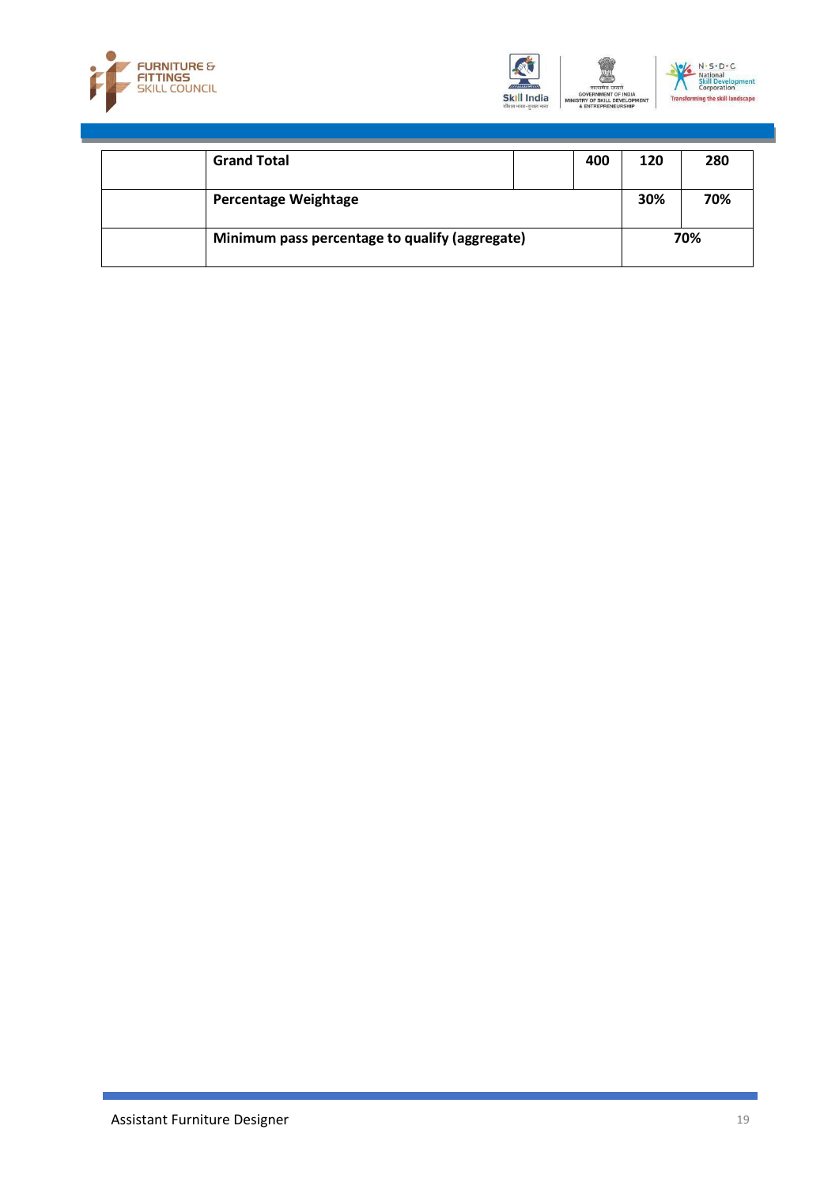| | | | | | |
|---|---|---|---|---|---|
| | **Grand Total** | | **400** | **120** | **280** |
| | **Percentage Weightage** | | | **30%** | **70%** |
| | **Minimum pass percentage to qualify (aggregate)** | | | **70%** | |